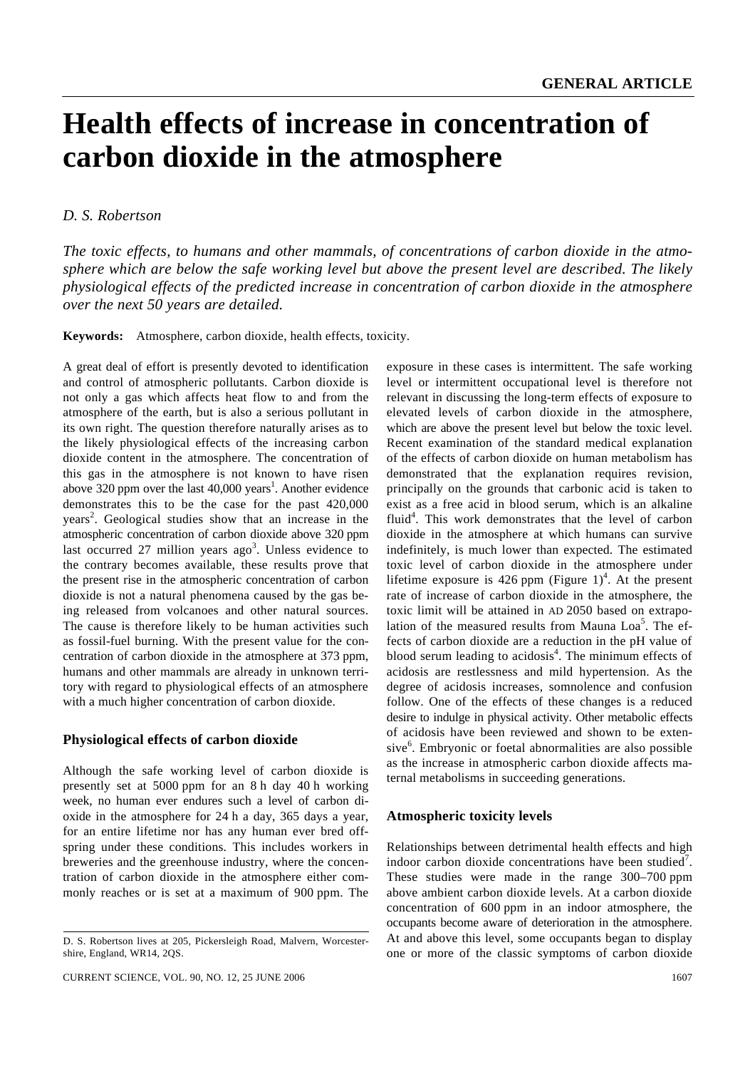# Health effects of increase in concentration of carbon dioxide in the atmosphere

*D. S. Robertson*

*The toxic effects, to humans and other mammals, of concentrations of carbon dioxide in the atmosphere which are below the safe working level but above the present level are described. The likely physiological effects of the predicted increase in concentration of carbon dioxide in the atmosphere over the next 50 years are detailed.*

**Keywords:** Atmosphere, carbon dioxide, health effects, toxicity.

A great deal of effort is presently devoted to identification and control of atmospheric pollutants. Carbon dioxide is not only a gas which affects heat flow to and from the atmosphere of the earth, but is also a serious pollutant in its own right. The question therefore naturally arises as to the likely physiological effects of the increasing carbon dioxide content in the atmosphere. The concentration of this gas in the atmosphere is not known to have risen above 320 ppm over the last 40,000 years[1]. Another evidence demonstrates this to be the case for the past 420,000 years[2]. Geological studies show that an increase in the atmospheric concentration of carbon dioxide above 320 ppm last occurred 27 million years ago[3]. Unless evidence to the contrary becomes available, these results prove that the present rise in the atmospheric concentration of carbon dioxide is not a natural phenomena caused by the gas being released from volcanoes and other natural sources. The cause is therefore likely to be human activities such as fossil-fuel burning. With the present value for the concentration of carbon dioxide in the atmosphere at 373 ppm, humans and other mammals are already in unknown territory with regard to physiological effects of an atmosphere with a much higher concentration of carbon dioxide.

## Physiological effects of carbon dioxide

Although the safe working level of carbon dioxide is presently set at 5000 ppm for an 8 h day 40 h working week, no human ever endures such a level of carbon dioxide in the atmosphere for 24 h a day, 365 days a year, for an entire lifetime nor has any human ever bred offspring under these conditions. This includes workers in breweries and the greenhouse industry, where the concentration of carbon dioxide in the atmosphere either commonly reaches or is set at a maximum of 900 ppm. The exposure in these cases is intermittent. The safe working level or intermittent occupational level is therefore not relevant in discussing the long-term effects of exposure to elevated levels of carbon dioxide in the atmosphere, which are above the present level but below the toxic level. Recent examination of the standard medical explanation of the effects of carbon dioxide on human metabolism has demonstrated that the explanation requires revision, principally on the grounds that carbonic acid is taken to exist as a free acid in blood serum, which is an alkaline fluid[4]. This work demonstrates that the level of carbon dioxide in the atmosphere at which humans can survive indefinitely, is much lower than expected. The estimated toxic level of carbon dioxide in the atmosphere under lifetime exposure is 426 ppm (Figure 1)[4]. At the present rate of increase of carbon dioxide in the atmosphere, the toxic limit will be attained in AD 2050 based on extrapolation of the measured results from Mauna Loa[5]. The effects of carbon dioxide are a reduction in the pH value of blood serum leading to acidosis[4]. The minimum effects of acidosis are restlessness and mild hypertension. As the degree of acidosis increases, somnolence and confusion follow. One of the effects of these changes is a reduced desire to indulge in physical activity. Other metabolic effects of acidosis have been reviewed and shown to be extensive[6]. Embryonic or foetal abnormalities are also possible as the increase in atmospheric carbon dioxide affects maternal metabolisms in succeeding generations.

## Atmospheric toxicity levels

Relationships between detrimental health effects and high indoor carbon dioxide concentrations have been studied[7]. These studies were made in the range 300–700 ppm above ambient carbon dioxide levels. At a carbon dioxide concentration of 600 ppm in an indoor atmosphere, the occupants become aware of deterioration in the atmosphere. At and above this level, some occupants began to display one or more of the classic symptoms of carbon dioxide

D. S. Robertson lives at 205, Pickersleigh Road, Malvern, Worcestershire, England, WR14, 2QS.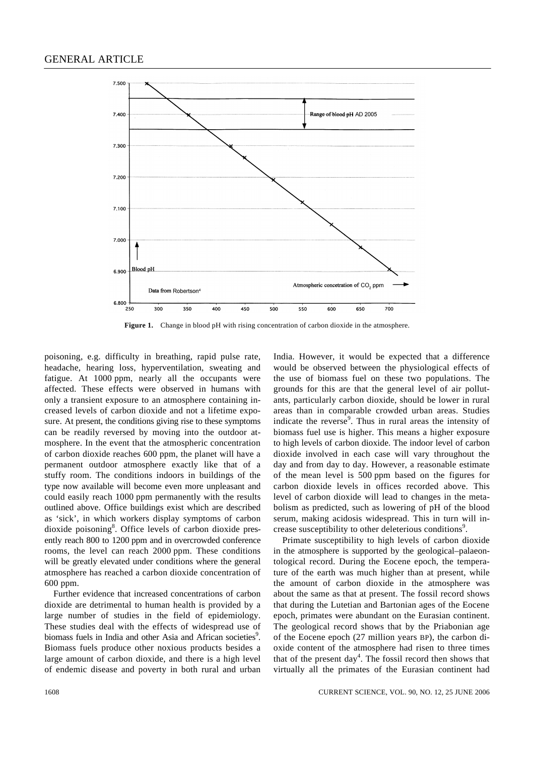**Figure 1.** Change in blood pH with rising concentration of carbon dioxide in the atmosphere.

poisoning, e.g. difficulty in breathing, rapid pulse rate, headache, hearing loss, hyperventilation, sweating and fatigue. At 1000 ppm, nearly all the occupants were affected. These effects were observed in humans with only a transient exposure to an atmosphere containing increased levels of carbon dioxide and not a lifetime exposure. At present, the conditions giving rise to these symptoms can be readily reversed by moving into the outdoor atmosphere. In the event that the atmospheric concentration of carbon dioxide reaches 600 ppm, the planet will have a permanent outdoor atmosphere exactly like that of a stuffy room. The conditions indoors in buildings of the type now available will become even more unpleasant and could easily reach 1000 ppm permanently with the results outlined above. Office buildings exist which are described as 'sick', in which workers display symptoms of carbon dioxide poisoning[8]. Office levels of carbon dioxide presently reach 800 to 1200 ppm and in overcrowded conference rooms, the level can reach 2000 ppm. These conditions will be greatly elevated under conditions where the general atmosphere has reached a carbon dioxide concentration of 600 ppm.

Further evidence that increased concentrations of carbon dioxide are detrimental to human health is provided by a large number of studies in the field of epidemiology. These studies deal with the effects of widespread use of biomass fuels in India and other Asia and African societies[9]. Biomass fuels produce other noxious products besides a large amount of carbon dioxide, and there is a high level of endemic disease and poverty in both rural and urban India. However, it would be expected that a difference would be observed between the physiological effects of the use of biomass fuel on these two populations. The grounds for this are that the general level of air pollutants, particularly carbon dioxide, should be lower in rural areas than in comparable crowded urban areas. Studies indicate the reverse[9]. Thus in rural areas the intensity of biomass fuel use is higher. This means a higher exposure to high levels of carbon dioxide. The indoor level of carbon dioxide involved in each case will vary throughout the day and from day to day. However, a reasonable estimate of the mean level is 500 ppm based on the figures for carbon dioxide levels in offices recorded above. This level of carbon dioxide will lead to changes in the metabolism as predicted, such as lowering of pH of the blood serum, making acidosis widespread. This in turn will increase susceptibility to other deleterious conditions[9].

Primate susceptibility to high levels of carbon dioxide in the atmosphere is supported by the geological–palaeontological record. During the Eocene epoch, the temperature of the earth was much higher than at present, while the amount of carbon dioxide in the atmosphere was about the same as that at present. The fossil record shows that during the Lutetian and Bartonian ages of the Eocene epoch, primates were abundant on the Eurasian continent. The geological record shows that by the Priabonian age of the Eocene epoch (27 million years BP), the carbon dioxide content of the atmosphere had risen to three times that of the present day[4]. The fossil record then shows that virtually all the primates of the Eurasian continent had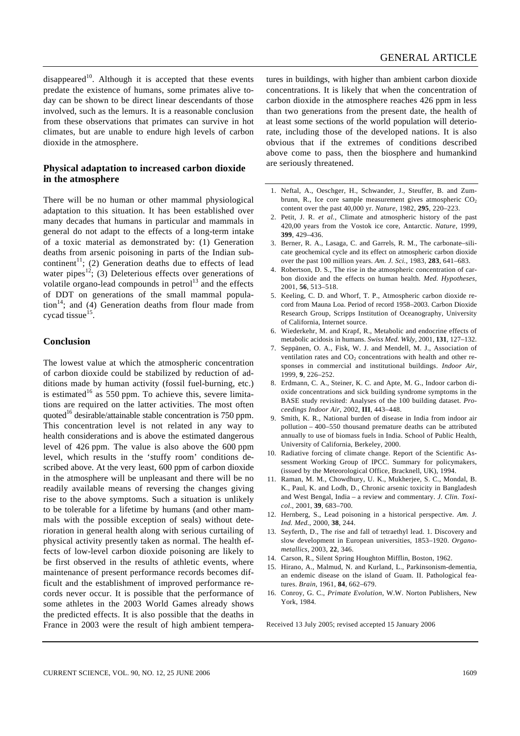disappeared[10]. Although it is accepted that these events predate the existence of humans, some primates alive today can be shown to be direct linear descendants of those involved, such as the lemurs. It is a reasonable conclusion from these observations that primates can survive in hot climates, but are unable to endure high levels of carbon dioxide in the atmosphere.

## Physical adaptation to increased carbon dioxide in the atmosphere

There will be no human or other mammal physiological adaptation to this situation. It has been established over many decades that humans in particular and mammals in general do not adapt to the effects of a long-term intake of a toxic material as demonstrated by: (1) Generation deaths from arsenic poisoning in parts of the Indian subcontinent[11]; (2) Generation deaths due to effects of lead water pipes[12]; (3) Deleterious effects over generations of volatile organo-lead compounds in petrol[13] and the effects of DDT on generations of the small mammal population[14]; and (4) Generation deaths from flour made from cycad tissue[15].

## Conclusion

The lowest value at which the atmospheric concentration of carbon dioxide could be stabilized by reduction of additions made by human activity (fossil fuel-burning, etc.) is estimated[16] as 550 ppm. To achieve this, severe limitations are required on the latter activities. The most often quoted[16] desirable/attainable stable concentration is 750 ppm. This concentration level is not related in any way to health considerations and is above the estimated dangerous level of 426 ppm. The value is also above the 600 ppm level, which results in the 'stuffy room' conditions described above. At the very least, 600 ppm of carbon dioxide in the atmosphere will be unpleasant and there will be no readily available means of reversing the changes giving rise to the above symptoms. Such a situation is unlikely to be tolerable for a lifetime by humans (and other mammals with the possible exception of seals) without deterioration in general health along with serious curtailing of physical activity presently taken as normal. The health effects of low-level carbon dioxide poisoning are likely to be first observed in the results of athletic events, where maintenance of present performance records becomes difficult and the establishment of improved performance records never occur. It is possible that the performance of some athletes in the 2003 World Games already shows the predicted effects. It is also possible that the deaths in France in 2003 were the result of high ambient temperatures in buildings, with higher than ambient carbon dioxide concentrations. It is likely that when the concentration of carbon dioxide in the atmosphere reaches 426 ppm in less than two generations from the present date, the health of at least some sections of the world population will deteriorate, including those of the developed nations. It is also obvious that if the extremes of conditions described above come to pass, then the biosphere and humankind are seriously threatened.

1. Neftal, A., Oeschger, H., Schwander, J., Steuffer, B. and Zumbrunn, R., Ice core sample measurement gives atmospheric $CO_2$ content over the past 40,000 yr. *Nature*, 1982, **295**, 220–223.
2. Petit, J. R. *et al.*, Climate and atmospheric history of the past 420,00 years from the Vostok ice core, Antarctic. *Nature*, 1999, **399**, 429–436.
3. Berner, R. A., Lasaga, C. and Garrels, R. M., The carbonate–silicate geochemical cycle and its effect on atmospheric carbon dioxide over the past 100 million years. *Am. J. Sci.*, 1983, **283**, 641–683.
4. Robertson, D. S., The rise in the atmospheric concentration of carbon dioxide and the effects on human health. *Med. Hypotheses*, 2001, **56**, 513–518.
5. Keeling, C. D. and Whorf, T. P., Atmospheric carbon dioxide record from Mauna Loa. Period of record 1958–2003. Carbon Dioxide Research Group, Scripps Institution of Oceanography, University of California, Internet source.
6. Wiederkehr, M. and Krapf, R., Metabolic and endocrine effects of metabolic acidosis in humans. *Swiss Med. Wkly*, 2001, **131**, 127–132.
7. Seppänen, O. A., Fisk, W. J. and Mendell, M. J., Association of ventilation rates and $CO_2$ concentrations with health and other responses in commercial and institutional buildings. *Indoor Air*, 1999, **9**, 226–252.
8. Erdmann, C. A., Steiner, K. C. and Apte, M. G., Indoor carbon dioxide concentrations and sick building syndrome symptoms in the BASE study revisited: Analyses of the 100 building dataset. *Proceedings Indoor Air*, 2002, **III**, 443–448.
9. Smith, K. R., National burden of disease in India from indoor air pollution – 400–550 thousand premature deaths can be attributed annually to use of biomass fuels in India. School of Public Health, University of California, Berkeley, 2000.
10. Radiative forcing of climate change. Report of the Scientific Assessment Working Group of IPCC. Summary for policymakers, (issued by the Meteorological Office, Bracknell, UK), 1994.
11. Raman, M. M., Chowdhury, U. K., Mukherjee, S. C., Mondal, B. K., Paul, K. and Lodh, D., Chronic arsenic toxicity in Bangladesh and West Bengal, India – a review and commentary. *J. Clin. Toxicol.*, 2001, **39**, 683–700.
12. Hernberg, S., Lead poisoning in a historical perspective. *Am. J. Ind. Med.*, 2000, **38**, 244.
13. Seyferth, D., The rise and fall of tetraethyl lead. 1. Discovery and slow development in European universities, 1853–1920. *Organometallics*, 2003, **22**, 346.
14. Carson, R., Silent Spring Houghton Mifflin, Boston, 1962.
15. Hirano, A., Malmud, N. and Kurland, L., Parkinsonism-dementia, an endemic disease on the island of Guam. II. Pathological features. *Brain*, 1961, **84**, 662–679.
16. Conroy, G. C., *Primate Evolution*, W.W. Norton Publishers, New York, 1984.

Received 13 July 2005; revised accepted 15 January 2006